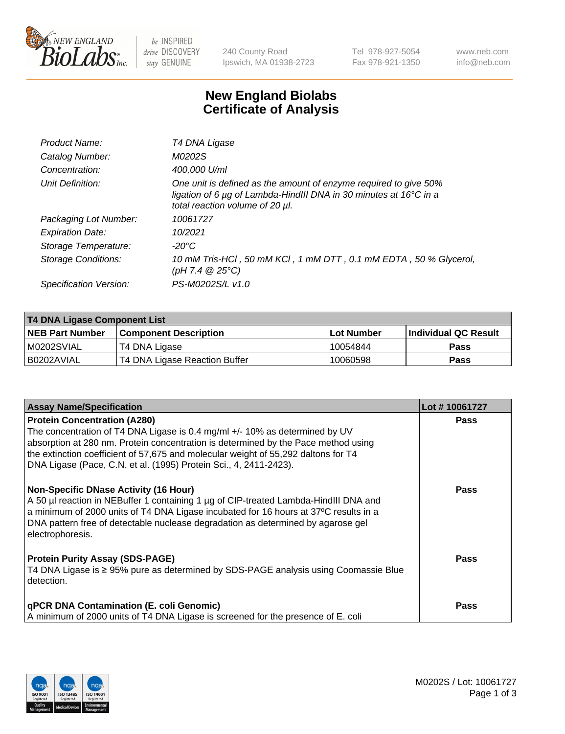240 County Road
Ipswich, MA 01938-2723

Tel 978-927-5054
Fax 978-921-1350

www.neb.com
info@neb.com

# New England Biolabs Certificate of Analysis

| | |
|---|---|
| *Product Name:* | *T4 DNA Ligase* |
| *Catalog Number:* | *M0202S* |
| *Concentration:* | *400,000 U/ml* |
| *Unit Definition:* | *One unit is defined as the amount of enzyme required to give 50% ligation of 6 µg of Lambda-HindIII DNA in 30 minutes at 16°C in a total reaction volume of 20 µl.* |
| *Packaging Lot Number:* | *10061727* |
| *Expiration Date:* | *10/2021* |
| *Storage Temperature:* | *-20°C* |
| *Storage Conditions:* | *10 mM Tris-HCl , 50 mM KCl , 1 mM DTT , 0.1 mM EDTA , 50 % Glycerol, (pH 7.4 @ 25°C)* |
| *Specification Version:* | *PS-M0202S/L v1.0* |

| T4 DNA Ligase Component List | | | |
|---|---|---|---|
| **NEB Part Number** | **Component Description** | **Lot Number** | **Individual QC Result** |
| M0202SVIAL | T4 DNA Ligase | 10054844 | Pass |
| B0202AVIAL | T4 DNA Ligase Reaction Buffer | 10060598 | Pass |

| Assay Name/Specification | Lot # 10061727 |
|---|---|
| **Protein Concentration (A280)**<br>The concentration of T4 DNA Ligase is 0.4 mg/ml +/- 10% as determined by UV absorption at 280 nm. Protein concentration is determined by the Pace method using the extinction coefficient of 57,675 and molecular weight of 55,292 daltons for T4 DNA Ligase (Pace, C.N. et al. (1995) Protein Sci., 4, 2411-2423). | Pass |
| **Non-Specific DNase Activity (16 Hour)**<br>A 50 µl reaction in NEBuffer 1 containing 1 µg of CIP-treated Lambda-HindIII DNA and a minimum of 2000 units of T4 DNA Ligase incubated for 16 hours at 37ºC results in a DNA pattern free of detectable nuclease degradation as determined by agarose gel electrophoresis. | Pass |
| **Protein Purity Assay (SDS-PAGE)**<br>T4 DNA Ligase is ≥ 95% pure as determined by SDS-PAGE analysis using Coomassie Blue detection. | Pass |
| **qPCR DNA Contamination (E. coli Genomic)**<br>A minimum of 2000 units of T4 DNA Ligase is screened for the presence of E. coli | Pass |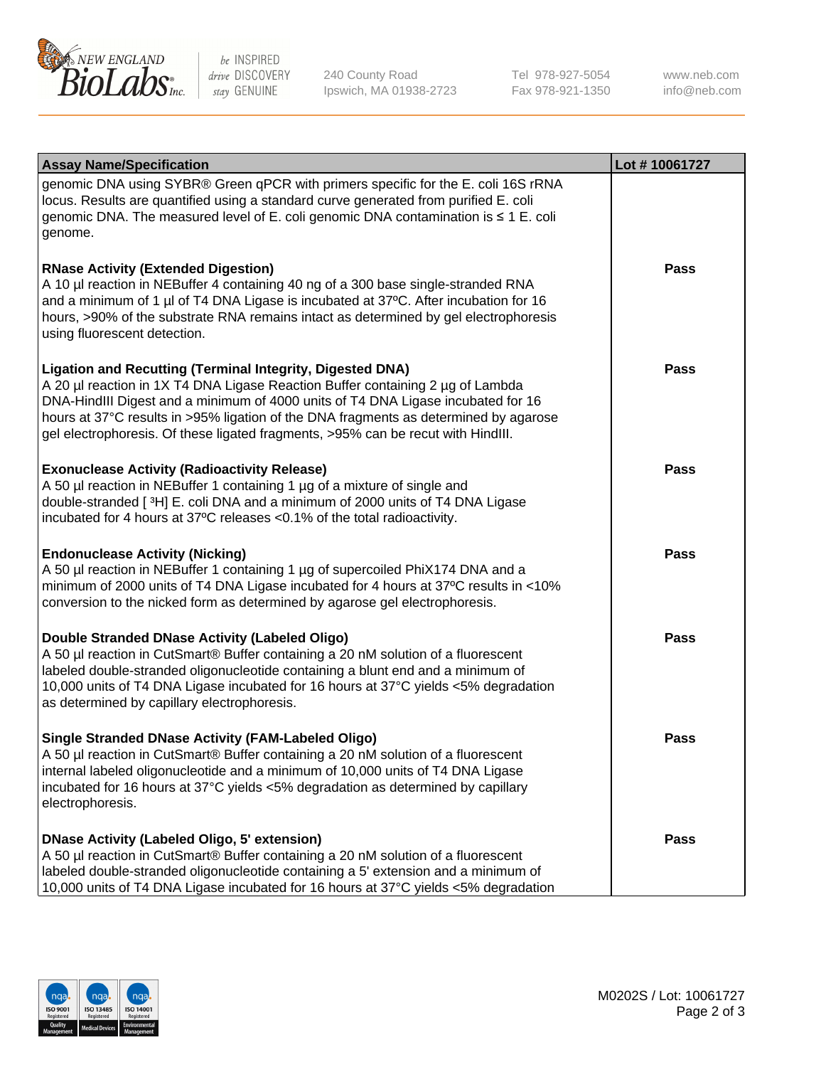| Assay Name/Specification | Lot # 10061727 |
|---|---|
| genomic DNA using SYBR® Green qPCR with primers specific for the E. coli 16S rRNA locus. Results are quantified using a standard curve generated from purified E. coli genomic DNA. The measured level of E. coli genomic DNA contamination is ≤ 1 E. coli genome. | |
| **RNase Activity (Extended Digestion)**<br>A 10 µl reaction in NEBuffer 4 containing 40 ng of a 300 base single-stranded RNA and a minimum of 1 µl of T4 DNA Ligase is incubated at 37ºC. After incubation for 16 hours, >90% of the substrate RNA remains intact as determined by gel electrophoresis using fluorescent detection. | **Pass** |
| **Ligation and Recutting (Terminal Integrity, Digested DNA)**<br>A 20 µl reaction in 1X T4 DNA Ligase Reaction Buffer containing 2 µg of Lambda DNA-HindIII Digest and a minimum of 4000 units of T4 DNA Ligase incubated for 16 hours at 37°C results in >95% ligation of the DNA fragments as determined by agarose gel electrophoresis. Of these ligated fragments, >95% can be recut with HindIII. | **Pass** |
| **Exonuclease Activity (Radioactivity Release)**<br>A 50 µl reaction in NEBuffer 1 containing 1 µg of a mixture of single and double-stranded [ $^3$H] E. coli DNA and a minimum of 2000 units of T4 DNA Ligase incubated for 4 hours at 37ºC releases <0.1% of the total radioactivity. | **Pass** |
| **Endonuclease Activity (Nicking)**<br>A 50 µl reaction in NEBuffer 1 containing 1 µg of supercoiled PhiX174 DNA and a minimum of 2000 units of T4 DNA Ligase incubated for 4 hours at 37ºC results in <10% conversion to the nicked form as determined by agarose gel electrophoresis. | **Pass** |
| **Double Stranded DNase Activity (Labeled Oligo)**<br>A 50 µl reaction in CutSmart® Buffer containing a 20 nM solution of a fluorescent labeled double-stranded oligonucleotide containing a blunt end and a minimum of 10,000 units of T4 DNA Ligase incubated for 16 hours at 37°C yields <5% degradation as determined by capillary electrophoresis. | **Pass** |
| **Single Stranded DNase Activity (FAM-Labeled Oligo)**<br>A 50 µl reaction in CutSmart® Buffer containing a 20 nM solution of a fluorescent internal labeled oligonucleotide and a minimum of 10,000 units of T4 DNA Ligase incubated for 16 hours at 37°C yields <5% degradation as determined by capillary electrophoresis. | **Pass** |
| **DNase Activity (Labeled Oligo, 5' extension)**<br>A 50 µl reaction in CutSmart® Buffer containing a 20 nM solution of a fluorescent labeled double-stranded oligonucleotide containing a 5' extension and a minimum of 10,000 units of T4 DNA Ligase incubated for 16 hours at 37°C yields <5% degradation | **Pass** |

M0202S / Lot: 10061727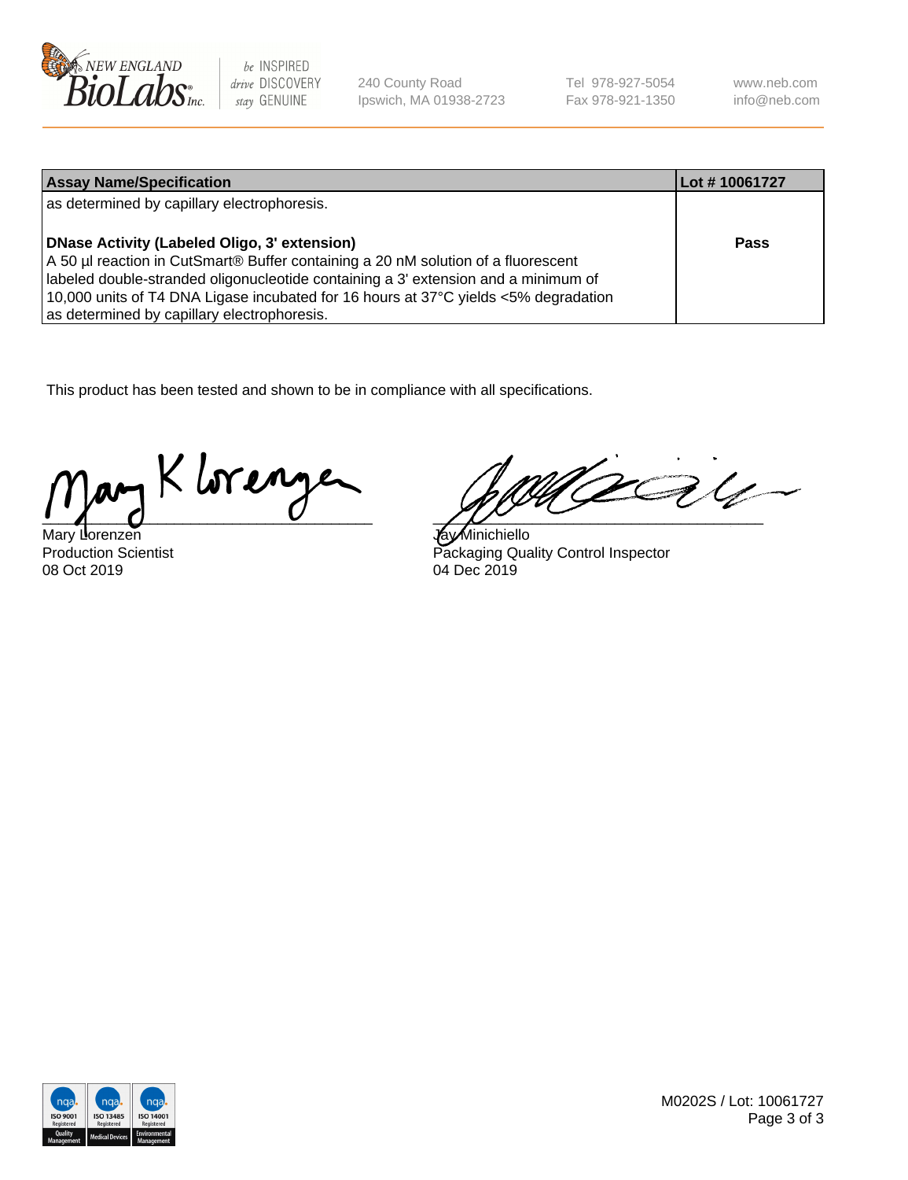| Assay Name/Specification | Lot # 10061727 |
|---|---|
| as determined by capillary electrophoresis. | |
| **DNase Activity (Labeled Oligo, 3' extension)**<br>A 50 µl reaction in CutSmart® Buffer containing a 20 nM solution of a fluorescent labeled double-stranded oligonucleotide containing a 3' extension and a minimum of 10,000 units of T4 DNA Ligase incubated for 16 hours at 37°C yields <5% degradation as determined by capillary electrophoresis. | **Pass** |

This product has been tested and shown to be in compliance with all specifications.

Mary Lorenzen
Production Scientist
08 Oct 2019

Jay Minichiello
Packaging Quality Control Inspector
04 Dec 2019

M0202S / Lot: 10061727